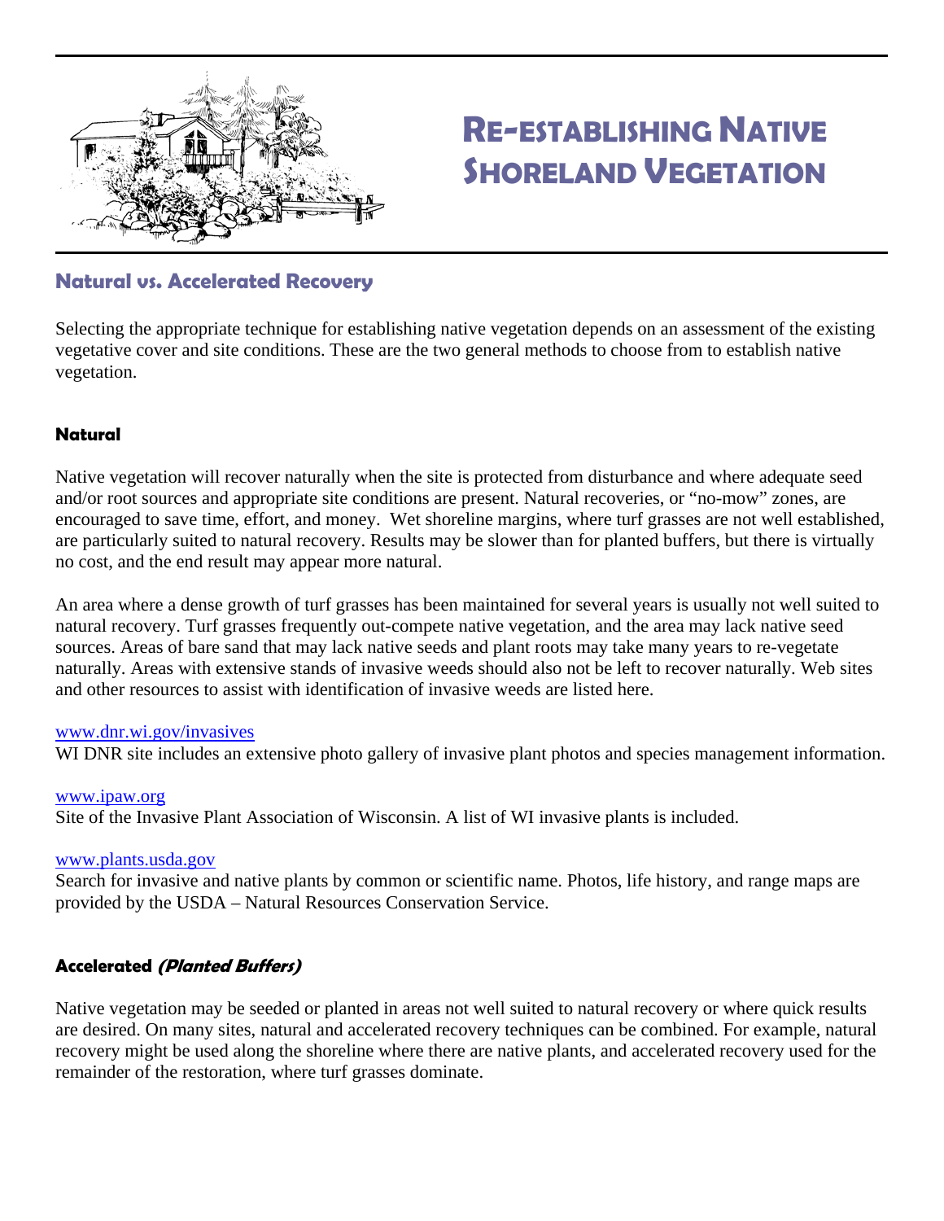# Re-establishing Native Shoreland Vegetation

## Natural vs. Accelerated Recovery

Selecting the appropriate technique for establishing native vegetation depends on an assessment of the existing vegetative cover and site conditions. These are the two general methods to choose from to establish native vegetation.

### Natural

Native vegetation will recover naturally when the site is protected from disturbance and where adequate seed and/or root sources and appropriate site conditions are present. Natural recoveries, or "no-mow" zones, are encouraged to save time, effort, and money. Wet shoreline margins, where turf grasses are not well established, are particularly suited to natural recovery. Results may be slower than for planted buffers, but there is virtually no cost, and the end result may appear more natural.

An area where a dense growth of turf grasses has been maintained for several years is usually not well suited to natural recovery. Turf grasses frequently out-compete native vegetation, and the area may lack native seed sources. Areas of bare sand that may lack native seeds and plant roots may take many years to re-vegetate naturally. Areas with extensive stands of invasive weeds should also not be left to recover naturally. Web sites and other resources to assist with identification of invasive weeds are listed here.

www.dnr.wi.gov/invasives
WI DNR site includes an extensive photo gallery of invasive plant photos and species management information.

www.ipaw.org
Site of the Invasive Plant Association of Wisconsin. A list of WI invasive plants is included.

www.plants.usda.gov
Search for invasive and native plants by common or scientific name. Photos, life history, and range maps are provided by the USDA – Natural Resources Conservation Service.

### Accelerated *(Planted Buffers)*

Native vegetation may be seeded or planted in areas not well suited to natural recovery or where quick results are desired. On many sites, natural and accelerated recovery techniques can be combined. For example, natural recovery might be used along the shoreline where there are native plants, and accelerated recovery used for the remainder of the restoration, where turf grasses dominate.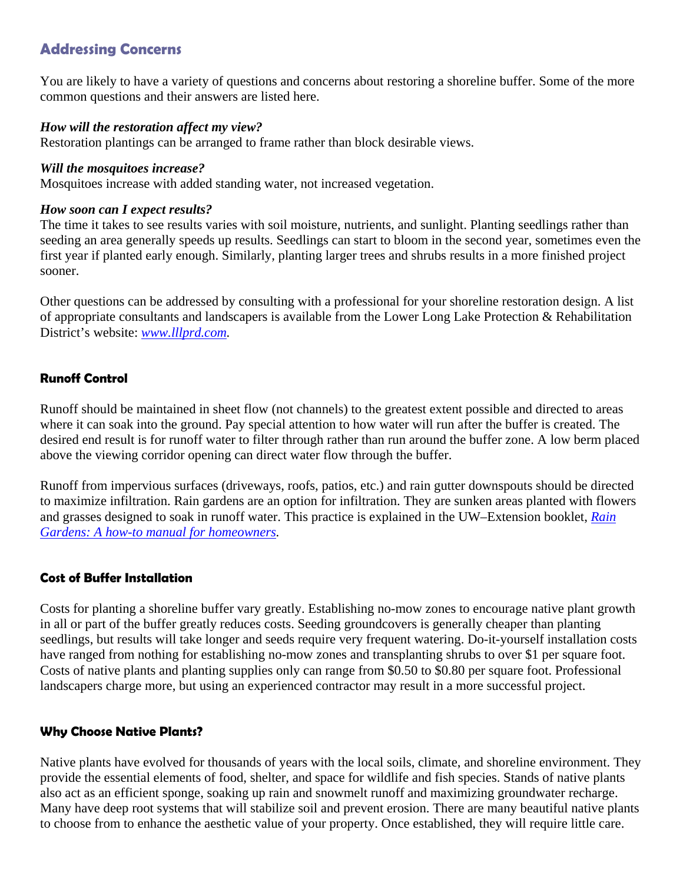## Addressing Concerns

You are likely to have a variety of questions and concerns about restoring a shoreline buffer. Some of the more common questions and their answers are listed here.

***How will the restoration affect my view?***
Restoration plantings can be arranged to frame rather than block desirable views.

***Will the mosquitoes increase?***
Mosquitoes increase with added standing water, not increased vegetation.

***How soon can I expect results?***
The time it takes to see results varies with soil moisture, nutrients, and sunlight. Planting seedlings rather than seeding an area generally speeds up results. Seedlings can start to bloom in the second year, sometimes even the first year if planted early enough. Similarly, planting larger trees and shrubs results in a more finished project sooner.

Other questions can be addressed by consulting with a professional for your shoreline restoration design. A list of appropriate consultants and landscapers is available from the Lower Long Lake Protection & Rehabilitation District's website: *www.lllprd.com*.

### Runoff Control

Runoff should be maintained in sheet flow (not channels) to the greatest extent possible and directed to areas where it can soak into the ground. Pay special attention to how water will run after the buffer is created. The desired end result is for runoff water to filter through rather than run around the buffer zone. A low berm placed above the viewing corridor opening can direct water flow through the buffer.

Runoff from impervious surfaces (driveways, roofs, patios, etc.) and rain gutter downspouts should be directed to maximize infiltration. Rain gardens are an option for infiltration. They are sunken areas planted with flowers and grasses designed to soak in runoff water. This practice is explained in the UW–Extension booklet, *Rain Gardens: A how-to manual for homeowners*.

### Cost of Buffer Installation

Costs for planting a shoreline buffer vary greatly. Establishing no-mow zones to encourage native plant growth in all or part of the buffer greatly reduces costs. Seeding groundcovers is generally cheaper than planting seedlings, but results will take longer and seeds require very frequent watering. Do-it-yourself installation costs have ranged from nothing for establishing no-mow zones and transplanting shrubs to over $1 per square foot. Costs of native plants and planting supplies only can range from $0.50 to $0.80 per square foot. Professional landscapers charge more, but using an experienced contractor may result in a more successful project.

### Why Choose Native Plants?

Native plants have evolved for thousands of years with the local soils, climate, and shoreline environment. They provide the essential elements of food, shelter, and space for wildlife and fish species. Stands of native plants also act as an efficient sponge, soaking up rain and snowmelt runoff and maximizing groundwater recharge. Many have deep root systems that will stabilize soil and prevent erosion. There are many beautiful native plants to choose from to enhance the aesthetic value of your property. Once established, they will require little care.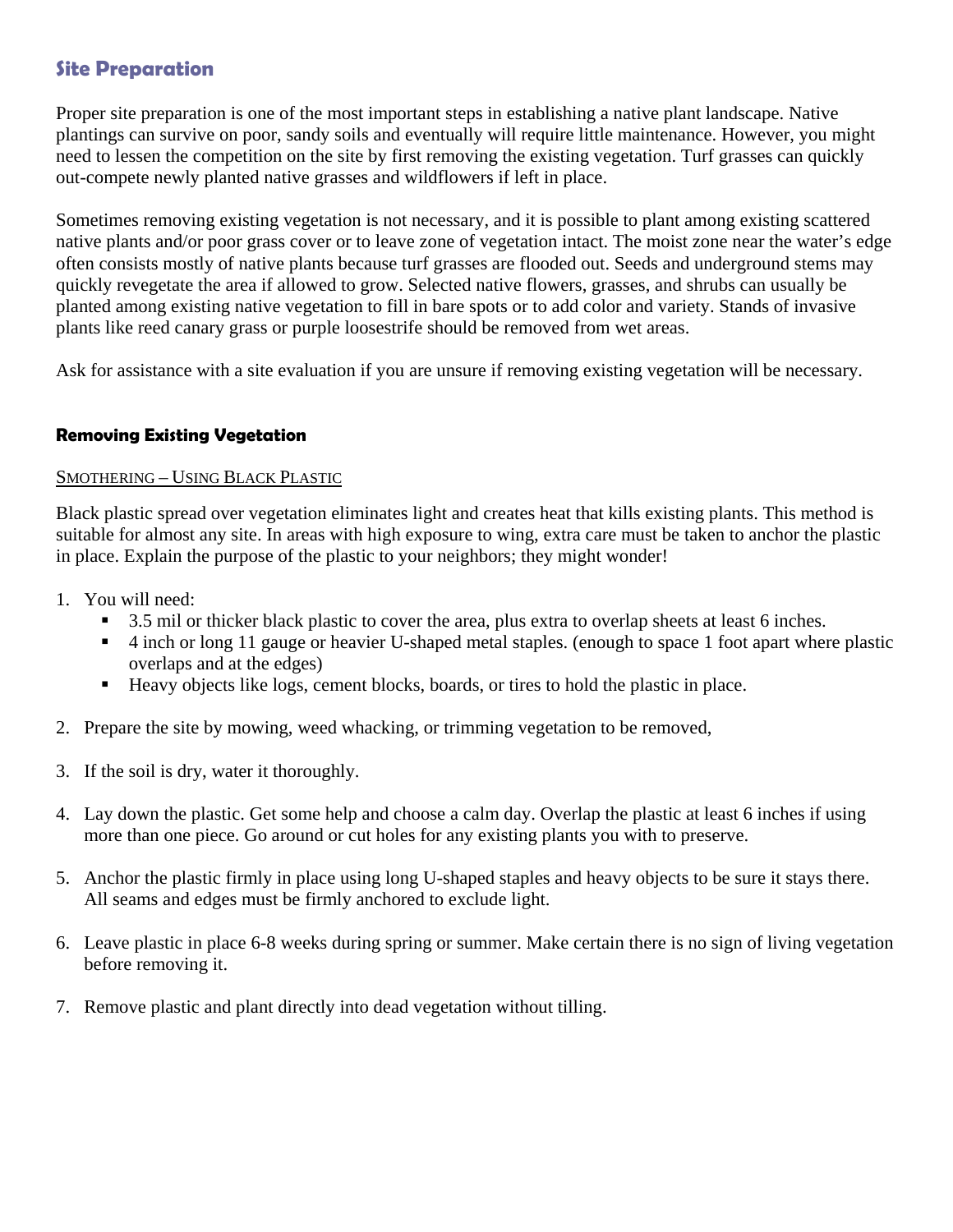## Site Preparation

Proper site preparation is one of the most important steps in establishing a native plant landscape. Native plantings can survive on poor, sandy soils and eventually will require little maintenance. However, you might need to lessen the competition on the site by first removing the existing vegetation. Turf grasses can quickly out-compete newly planted native grasses and wildflowers if left in place.

Sometimes removing existing vegetation is not necessary, and it is possible to plant among existing scattered native plants and/or poor grass cover or to leave zone of vegetation intact. The moist zone near the water's edge often consists mostly of native plants because turf grasses are flooded out. Seeds and underground stems may quickly revegetate the area if allowed to grow. Selected native flowers, grasses, and shrubs can usually be planted among existing native vegetation to fill in bare spots or to add color and variety. Stands of invasive plants like reed canary grass or purple loosestrife should be removed from wet areas.

Ask for assistance with a site evaluation if you are unsure if removing existing vegetation will be necessary.

### Removing Existing Vegetation

SMOTHERING – USING BLACK PLASTIC

Black plastic spread over vegetation eliminates light and creates heat that kills existing plants. This method is suitable for almost any site. In areas with high exposure to wing, extra care must be taken to anchor the plastic in place. Explain the purpose of the plastic to your neighbors; they might wonder!

1. You will need:
   - 3.5 mil or thicker black plastic to cover the area, plus extra to overlap sheets at least 6 inches.
   - 4 inch or long 11 gauge or heavier U-shaped metal staples. (enough to space 1 foot apart where plastic overlaps and at the edges)
   - Heavy objects like logs, cement blocks, boards, or tires to hold the plastic in place.

2. Prepare the site by mowing, weed whacking, or trimming vegetation to be removed,

3. If the soil is dry, water it thoroughly.

4. Lay down the plastic. Get some help and choose a calm day. Overlap the plastic at least 6 inches if using more than one piece. Go around or cut holes for any existing plants you with to preserve.

5. Anchor the plastic firmly in place using long U-shaped staples and heavy objects to be sure it stays there. All seams and edges must be firmly anchored to exclude light.

6. Leave plastic in place 6-8 weeks during spring or summer. Make certain there is no sign of living vegetation before removing it.

7. Remove plastic and plant directly into dead vegetation without tilling.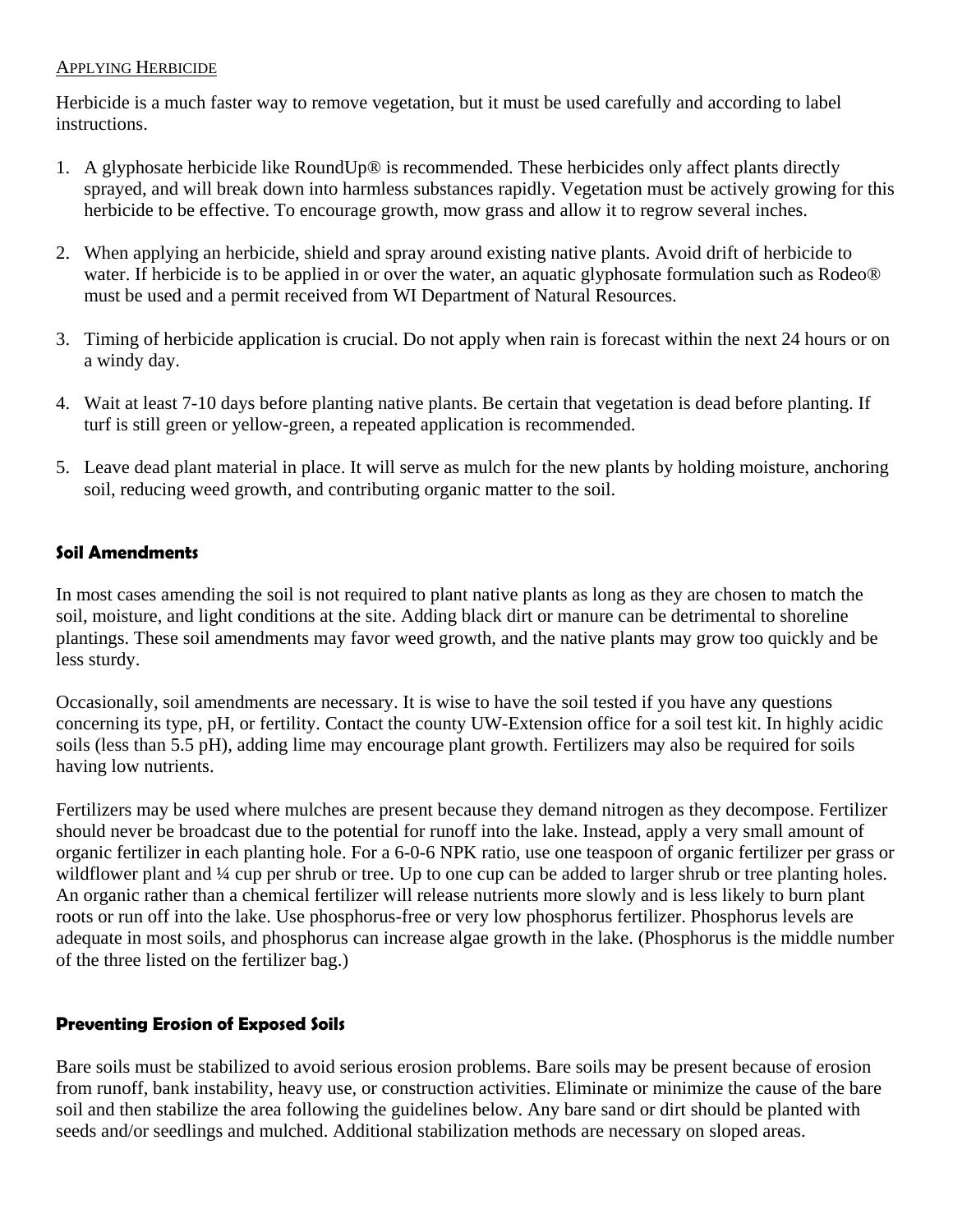APPLYING HERBICIDE

Herbicide is a much faster way to remove vegetation, but it must be used carefully and according to label instructions.

1. A glyphosate herbicide like RoundUp® is recommended. These herbicides only affect plants directly sprayed, and will break down into harmless substances rapidly. Vegetation must be actively growing for this herbicide to be effective. To encourage growth, mow grass and allow it to regrow several inches.

2. When applying an herbicide, shield and spray around existing native plants. Avoid drift of herbicide to water. If herbicide is to be applied in or over the water, an aquatic glyphosate formulation such as Rodeo® must be used and a permit received from WI Department of Natural Resources.

3. Timing of herbicide application is crucial. Do not apply when rain is forecast within the next 24 hours or on a windy day.

4. Wait at least 7-10 days before planting native plants. Be certain that vegetation is dead before planting. If turf is still green or yellow-green, a repeated application is recommended.

5. Leave dead plant material in place. It will serve as mulch for the new plants by holding moisture, anchoring soil, reducing weed growth, and contributing organic matter to the soil.

### Soil Amendments

In most cases amending the soil is not required to plant native plants as long as they are chosen to match the soil, moisture, and light conditions at the site. Adding black dirt or manure can be detrimental to shoreline plantings. These soil amendments may favor weed growth, and the native plants may grow too quickly and be less sturdy.

Occasionally, soil amendments are necessary. It is wise to have the soil tested if you have any questions concerning its type, pH, or fertility. Contact the county UW-Extension office for a soil test kit. In highly acidic soils (less than 5.5 pH), adding lime may encourage plant growth. Fertilizers may also be required for soils having low nutrients.

Fertilizers may be used where mulches are present because they demand nitrogen as they decompose. Fertilizer should never be broadcast due to the potential for runoff into the lake. Instead, apply a very small amount of organic fertilizer in each planting hole. For a 6-0-6 NPK ratio, use one teaspoon of organic fertilizer per grass or wildflower plant and ¼ cup per shrub or tree. Up to one cup can be added to larger shrub or tree planting holes. An organic rather than a chemical fertilizer will release nutrients more slowly and is less likely to burn plant roots or run off into the lake. Use phosphorus-free or very low phosphorus fertilizer. Phosphorus levels are adequate in most soils, and phosphorus can increase algae growth in the lake. (Phosphorus is the middle number of the three listed on the fertilizer bag.)

### Preventing Erosion of Exposed Soils

Bare soils must be stabilized to avoid serious erosion problems. Bare soils may be present because of erosion from runoff, bank instability, heavy use, or construction activities. Eliminate or minimize the cause of the bare soil and then stabilize the area following the guidelines below. Any bare sand or dirt should be planted with seeds and/or seedlings and mulched. Additional stabilization methods are necessary on sloped areas.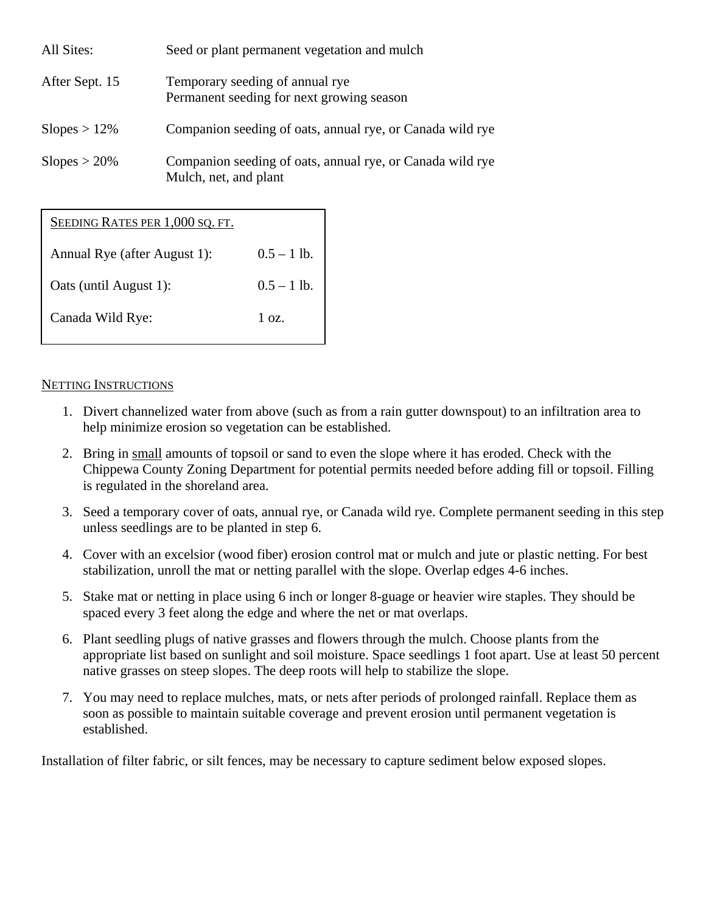| | |
|---|---|
| All Sites: | Seed or plant permanent vegetation and mulch |
| After Sept. 15 | Temporary seeding of annual rye<br>Permanent seeding for next growing season |
| Slopes > 12% | Companion seeding of oats, annual rye, or Canada wild rye |
| Slopes > 20% | Companion seeding of oats, annual rye, or Canada wild rye<br>Mulch, net, and plant |

| Seeding Rates per 1,000 sq. ft. | |
|---|---|
| Annual Rye (after August 1): | 0.5 – 1 lb. |
| Oats (until August 1): | 0.5 – 1 lb. |
| Canada Wild Rye: | 1 oz. |

Netting Instructions

1. Divert channelized water from above (such as from a rain gutter downspout) to an infiltration area to help minimize erosion so vegetation can be established.
2. Bring in small amounts of topsoil or sand to even the slope where it has eroded. Check with the Chippewa County Zoning Department for potential permits needed before adding fill or topsoil. Filling is regulated in the shoreland area.
3. Seed a temporary cover of oats, annual rye, or Canada wild rye. Complete permanent seeding in this step unless seedlings are to be planted in step 6.
4. Cover with an excelsior (wood fiber) erosion control mat or mulch and jute or plastic netting. For best stabilization, unroll the mat or netting parallel with the slope. Overlap edges 4-6 inches.
5. Stake mat or netting in place using 6 inch or longer 8-guage or heavier wire staples. They should be spaced every 3 feet along the edge and where the net or mat overlaps.
6. Plant seedling plugs of native grasses and flowers through the mulch. Choose plants from the appropriate list based on sunlight and soil moisture. Space seedlings 1 foot apart. Use at least 50 percent native grasses on steep slopes. The deep roots will help to stabilize the slope.
7. You may need to replace mulches, mats, or nets after periods of prolonged rainfall. Replace them as soon as possible to maintain suitable coverage and prevent erosion until permanent vegetation is established.

Installation of filter fabric, or silt fences, may be necessary to capture sediment below exposed slopes.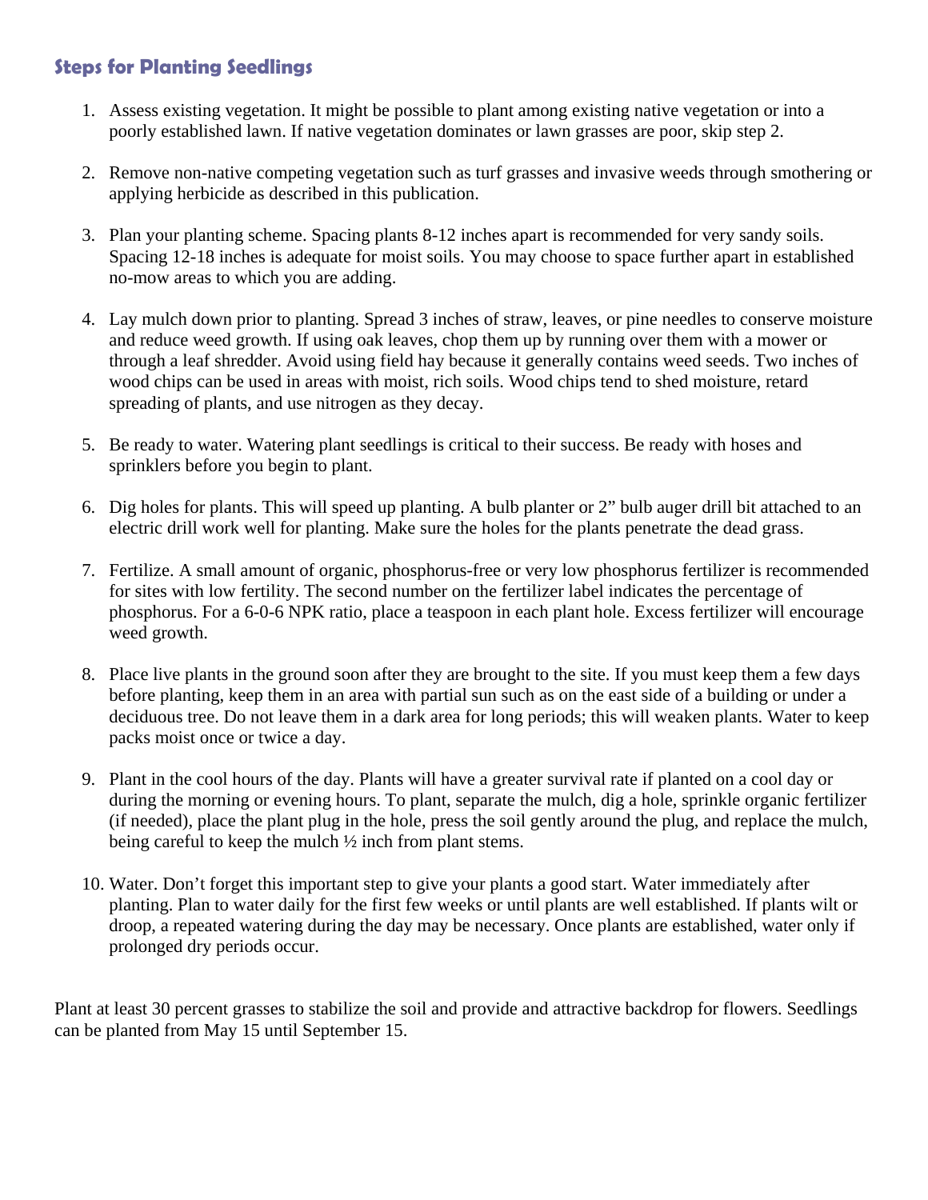## Steps for Planting Seedlings

1. Assess existing vegetation. It might be possible to plant among existing native vegetation or into a poorly established lawn. If native vegetation dominates or lawn grasses are poor, skip step 2.

2. Remove non-native competing vegetation such as turf grasses and invasive weeds through smothering or applying herbicide as described in this publication.

3. Plan your planting scheme. Spacing plants 8-12 inches apart is recommended for very sandy soils. Spacing 12-18 inches is adequate for moist soils. You may choose to space further apart in established no-mow areas to which you are adding.

4. Lay mulch down prior to planting. Spread 3 inches of straw, leaves, or pine needles to conserve moisture and reduce weed growth. If using oak leaves, chop them up by running over them with a mower or through a leaf shredder. Avoid using field hay because it generally contains weed seeds. Two inches of wood chips can be used in areas with moist, rich soils. Wood chips tend to shed moisture, retard spreading of plants, and use nitrogen as they decay.

5. Be ready to water. Watering plant seedlings is critical to their success. Be ready with hoses and sprinklers before you begin to plant.

6. Dig holes for plants. This will speed up planting. A bulb planter or 2" bulb auger drill bit attached to an electric drill work well for planting. Make sure the holes for the plants penetrate the dead grass.

7. Fertilize. A small amount of organic, phosphorus-free or very low phosphorus fertilizer is recommended for sites with low fertility. The second number on the fertilizer label indicates the percentage of phosphorus. For a 6-0-6 NPK ratio, place a teaspoon in each plant hole. Excess fertilizer will encourage weed growth.

8. Place live plants in the ground soon after they are brought to the site. If you must keep them a few days before planting, keep them in an area with partial sun such as on the east side of a building or under a deciduous tree. Do not leave them in a dark area for long periods; this will weaken plants. Water to keep packs moist once or twice a day.

9. Plant in the cool hours of the day. Plants will have a greater survival rate if planted on a cool day or during the morning or evening hours. To plant, separate the mulch, dig a hole, sprinkle organic fertilizer (if needed), place the plant plug in the hole, press the soil gently around the plug, and replace the mulch, being careful to keep the mulch ½ inch from plant stems.

10. Water. Don't forget this important step to give your plants a good start. Water immediately after planting. Plan to water daily for the first few weeks or until plants are well established. If plants wilt or droop, a repeated watering during the day may be necessary. Once plants are established, water only if prolonged dry periods occur.

Plant at least 30 percent grasses to stabilize the soil and provide and attractive backdrop for flowers. Seedlings can be planted from May 15 until September 15.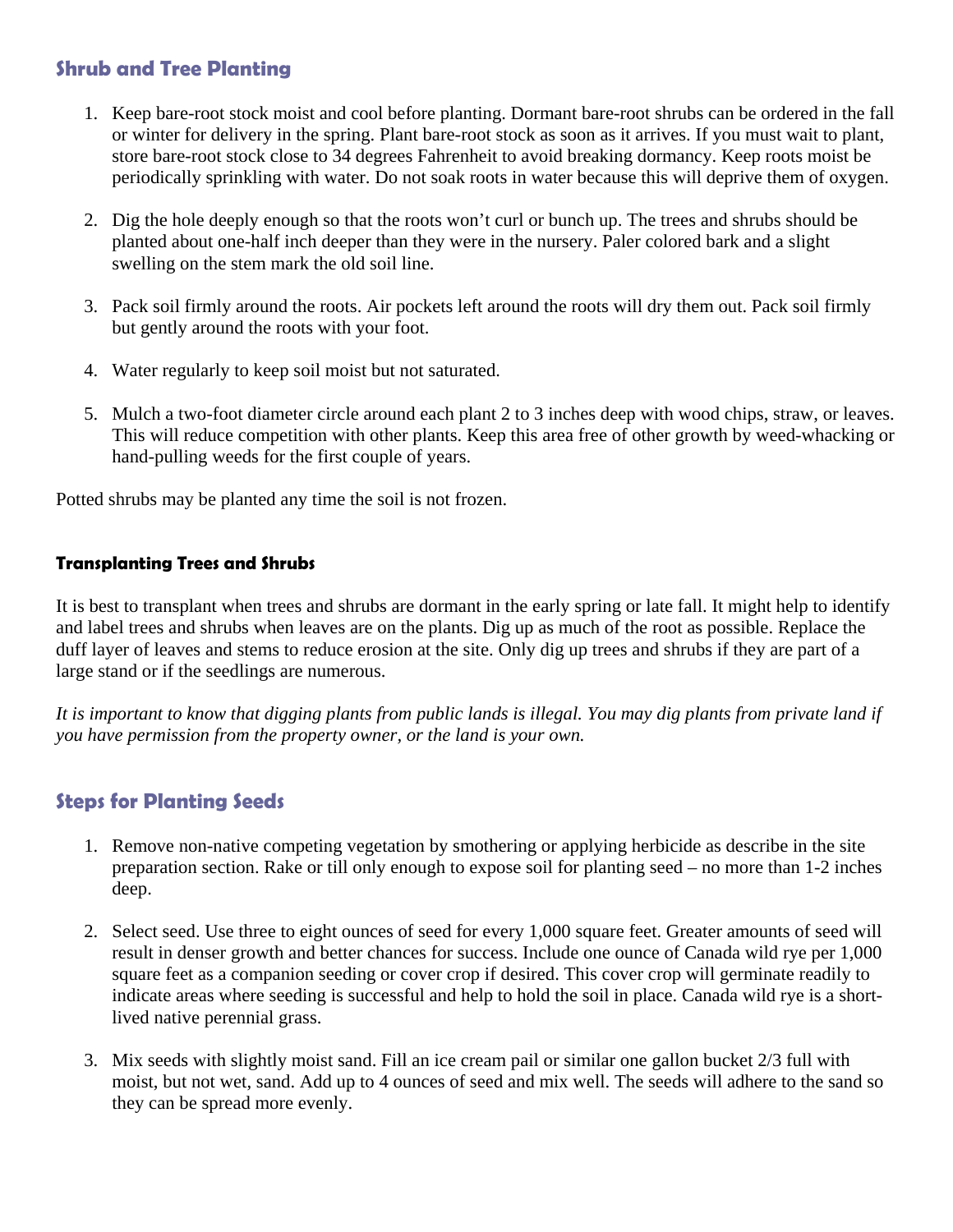## Shrub and Tree Planting

1. Keep bare-root stock moist and cool before planting. Dormant bare-root shrubs can be ordered in the fall or winter for delivery in the spring. Plant bare-root stock as soon as it arrives. If you must wait to plant, store bare-root stock close to 34 degrees Fahrenheit to avoid breaking dormancy. Keep roots moist be periodically sprinkling with water. Do not soak roots in water because this will deprive them of oxygen.

2. Dig the hole deeply enough so that the roots won't curl or bunch up. The trees and shrubs should be planted about one-half inch deeper than they were in the nursery. Paler colored bark and a slight swelling on the stem mark the old soil line.

3. Pack soil firmly around the roots. Air pockets left around the roots will dry them out. Pack soil firmly but gently around the roots with your foot.

4. Water regularly to keep soil moist but not saturated.

5. Mulch a two-foot diameter circle around each plant 2 to 3 inches deep with wood chips, straw, or leaves. This will reduce competition with other plants. Keep this area free of other growth by weed-whacking or hand-pulling weeds for the first couple of years.

Potted shrubs may be planted any time the soil is not frozen.

### Transplanting Trees and Shrubs

It is best to transplant when trees and shrubs are dormant in the early spring or late fall. It might help to identify and label trees and shrubs when leaves are on the plants. Dig up as much of the root as possible. Replace the duff layer of leaves and stems to reduce erosion at the site. Only dig up trees and shrubs if they are part of a large stand or if the seedlings are numerous.

*It is important to know that digging plants from public lands is illegal. You may dig plants from private land if you have permission from the property owner, or the land is your own.*

## Steps for Planting Seeds

1. Remove non-native competing vegetation by smothering or applying herbicide as describe in the site preparation section. Rake or till only enough to expose soil for planting seed – no more than 1-2 inches deep.

2. Select seed. Use three to eight ounces of seed for every 1,000 square feet. Greater amounts of seed will result in denser growth and better chances for success. Include one ounce of Canada wild rye per 1,000 square feet as a companion seeding or cover crop if desired. This cover crop will germinate readily to indicate areas where seeding is successful and help to hold the soil in place. Canada wild rye is a short-lived native perennial grass.

3. Mix seeds with slightly moist sand. Fill an ice cream pail or similar one gallon bucket 2/3 full with moist, but not wet, sand. Add up to 4 ounces of seed and mix well. The seeds will adhere to the sand so they can be spread more evenly.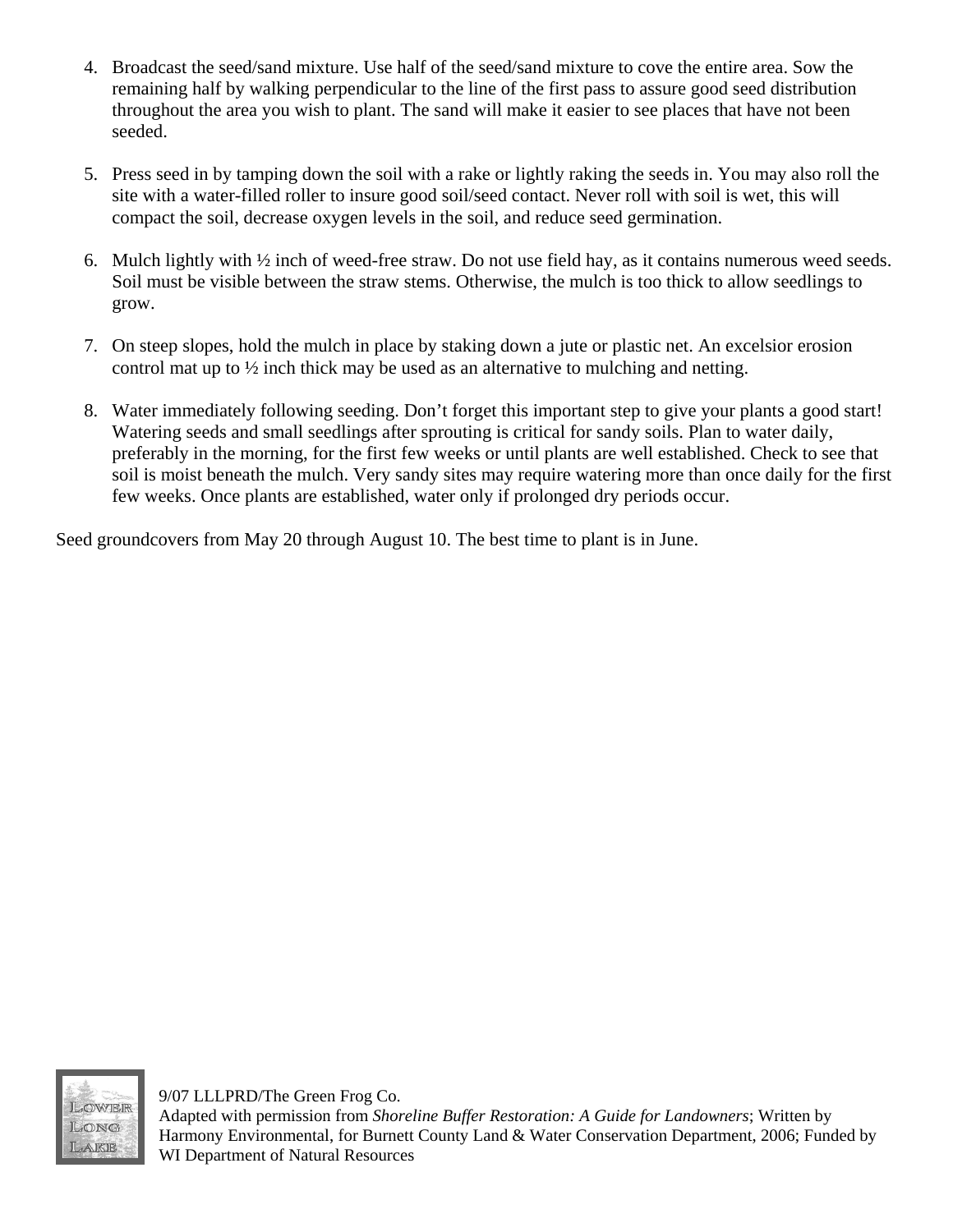4. Broadcast the seed/sand mixture. Use half of the seed/sand mixture to cove the entire area. Sow the remaining half by walking perpendicular to the line of the first pass to assure good seed distribution throughout the area you wish to plant. The sand will make it easier to see places that have not been seeded.

5. Press seed in by tamping down the soil with a rake or lightly raking the seeds in. You may also roll the site with a water-filled roller to insure good soil/seed contact. Never roll with soil is wet, this will compact the soil, decrease oxygen levels in the soil, and reduce seed germination.

6. Mulch lightly with ½ inch of weed-free straw. Do not use field hay, as it contains numerous weed seeds. Soil must be visible between the straw stems. Otherwise, the mulch is too thick to allow seedlings to grow.

7. On steep slopes, hold the mulch in place by staking down a jute or plastic net. An excelsior erosion control mat up to ½ inch thick may be used as an alternative to mulching and netting.

8. Water immediately following seeding. Don't forget this important step to give your plants a good start! Watering seeds and small seedlings after sprouting is critical for sandy soils. Plan to water daily, preferably in the morning, for the first few weeks or until plants are well established. Check to see that soil is moist beneath the mulch. Very sandy sites may require watering more than once daily for the first few weeks. Once plants are established, water only if prolonged dry periods occur.

Seed groundcovers from May 20 through August 10. The best time to plant is in June.

Lower Long Lake

9/07 LLLPRD/The Green Frog Co.
Adapted with permission from *Shoreline Buffer Restoration: A Guide for Landowners*; Written by Harmony Environmental, for Burnett County Land & Water Conservation Department, 2006; Funded by WI Department of Natural Resources